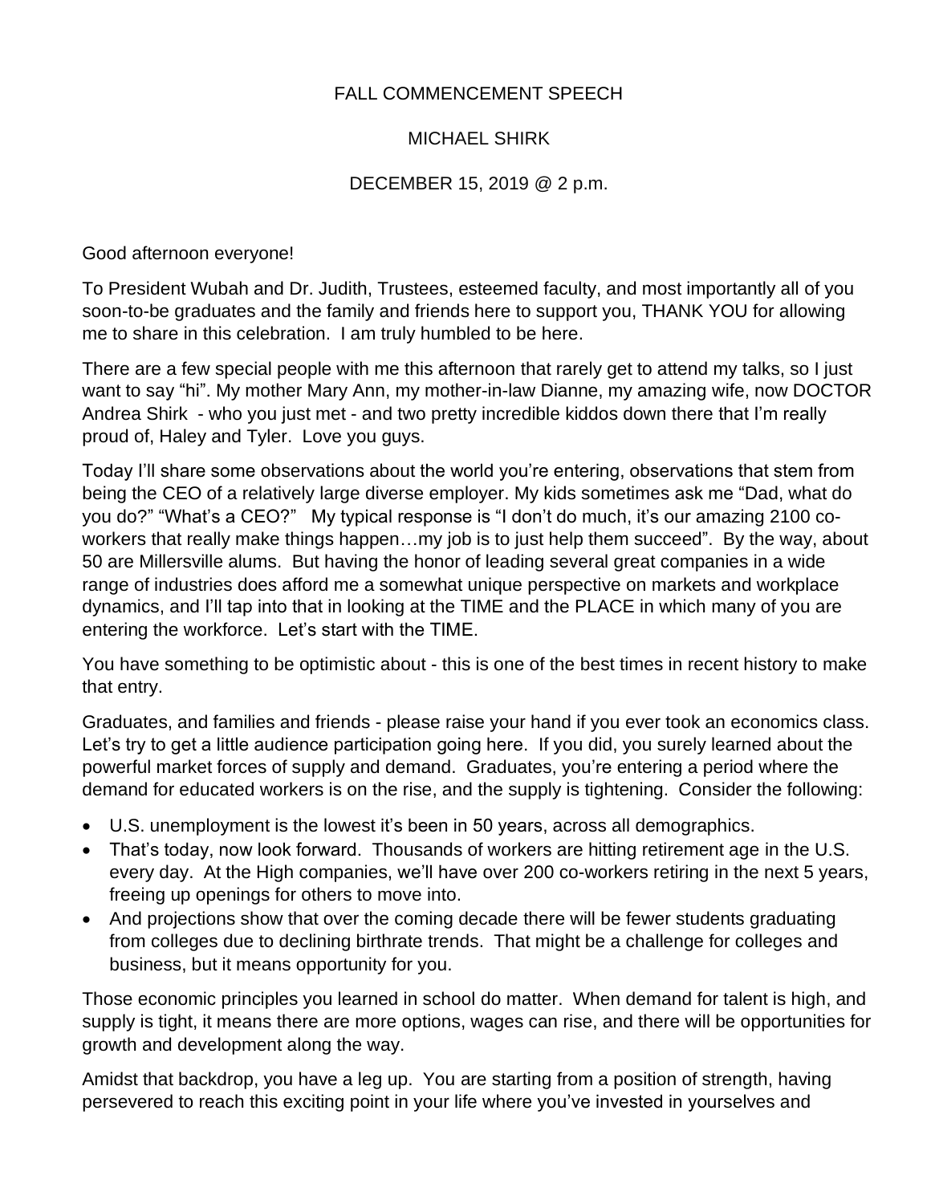FALL COMMENCEMENT SPEECH

MICHAEL SHIRK

DECEMBER 15, 2019 @ 2 p.m.

Good afternoon everyone!

To President Wubah and Dr. Judith, Trustees, esteemed faculty, and most importantly all of you soon-to-be graduates and the family and friends here to support you, THANK YOU for allowing me to share in this celebration. I am truly humbled to be here.

There are a few special people with me this afternoon that rarely get to attend my talks, so I just want to say "hi". My mother Mary Ann, my mother-in-law Dianne, my amazing wife, now DOCTOR Andrea Shirk - who you just met - and two pretty incredible kiddos down there that I'm really proud of, Haley and Tyler. Love you guys.

Today I'll share some observations about the world you're entering, observations that stem from being the CEO of a relatively large diverse employer. My kids sometimes ask me "Dad, what do you do?" "What's a CEO?" My typical response is "I don't do much, it's our amazing 2100 co-workers that really make things happen…my job is to just help them succeed". By the way, about 50 are Millersville alums. But having the honor of leading several great companies in a wide range of industries does afford me a somewhat unique perspective on markets and workplace dynamics, and I'll tap into that in looking at the TIME and the PLACE in which many of you are entering the workforce. Let's start with the TIME.

You have something to be optimistic about - this is one of the best times in recent history to make that entry.

Graduates, and families and friends - please raise your hand if you ever took an economics class. Let's try to get a little audience participation going here. If you did, you surely learned about the powerful market forces of supply and demand. Graduates, you're entering a period where the demand for educated workers is on the rise, and the supply is tightening. Consider the following:

- U.S. unemployment is the lowest it's been in 50 years, across all demographics.
- That's today, now look forward. Thousands of workers are hitting retirement age in the U.S. every day. At the High companies, we'll have over 200 co-workers retiring in the next 5 years, freeing up openings for others to move into.
- And projections show that over the coming decade there will be fewer students graduating from colleges due to declining birthrate trends. That might be a challenge for colleges and business, but it means opportunity for you.

Those economic principles you learned in school do matter. When demand for talent is high, and supply is tight, it means there are more options, wages can rise, and there will be opportunities for growth and development along the way.

Amidst that backdrop, you have a leg up. You are starting from a position of strength, having persevered to reach this exciting point in your life where you've invested in yourselves and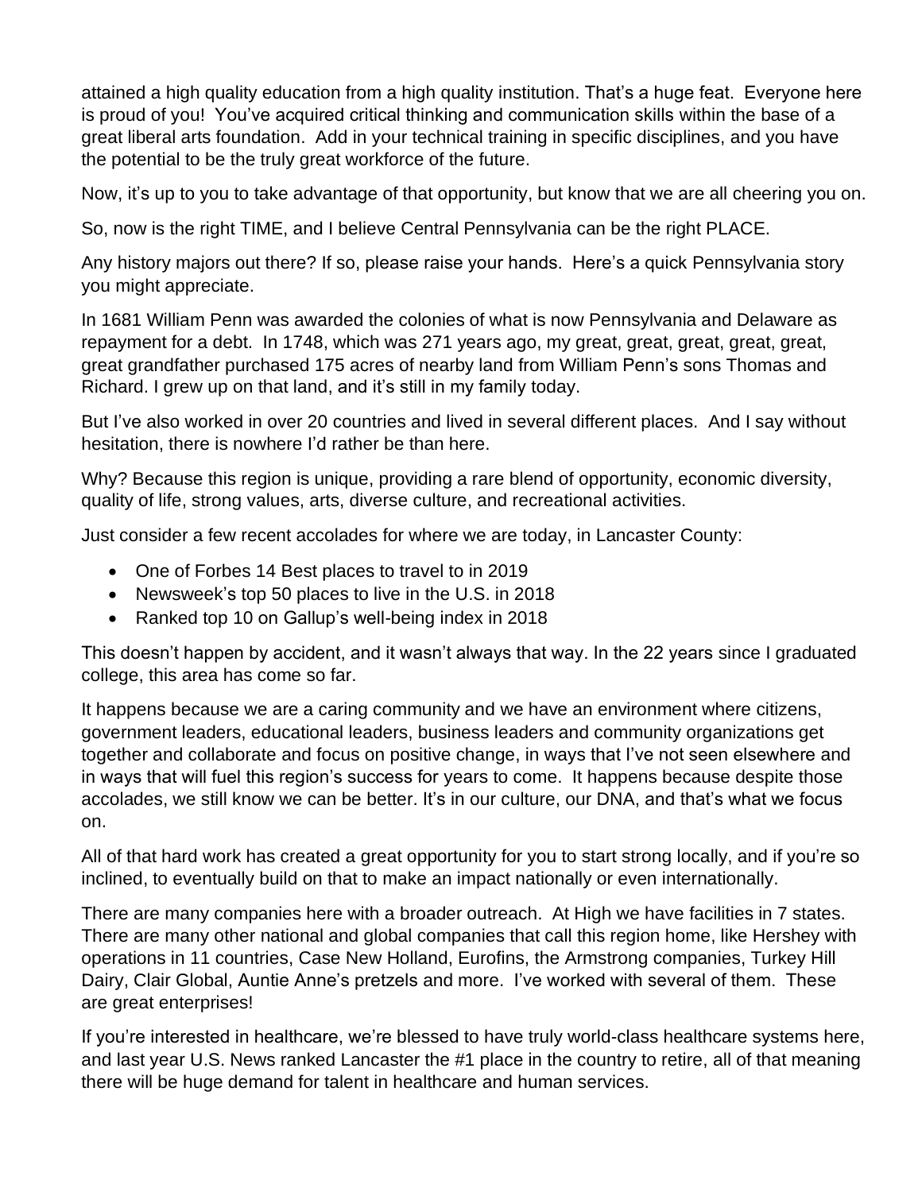attained a high quality education from a high quality institution. That's a huge feat. Everyone here is proud of you! You've acquired critical thinking and communication skills within the base of a great liberal arts foundation. Add in your technical training in specific disciplines, and you have the potential to be the truly great workforce of the future.

Now, it's up to you to take advantage of that opportunity, but know that we are all cheering you on.

So, now is the right TIME, and I believe Central Pennsylvania can be the right PLACE.

Any history majors out there? If so, please raise your hands. Here's a quick Pennsylvania story you might appreciate.

In 1681 William Penn was awarded the colonies of what is now Pennsylvania and Delaware as repayment for a debt. In 1748, which was 271 years ago, my great, great, great, great, great, great grandfather purchased 175 acres of nearby land from William Penn's sons Thomas and Richard. I grew up on that land, and it's still in my family today.

But I've also worked in over 20 countries and lived in several different places. And I say without hesitation, there is nowhere I'd rather be than here.

Why? Because this region is unique, providing a rare blend of opportunity, economic diversity, quality of life, strong values, arts, diverse culture, and recreational activities.

Just consider a few recent accolades for where we are today, in Lancaster County:

- One of Forbes 14 Best places to travel to in 2019
- Newsweek's top 50 places to live in the U.S. in 2018
- Ranked top 10 on Gallup's well-being index in 2018

This doesn't happen by accident, and it wasn't always that way. In the 22 years since I graduated college, this area has come so far.

It happens because we are a caring community and we have an environment where citizens, government leaders, educational leaders, business leaders and community organizations get together and collaborate and focus on positive change, in ways that I've not seen elsewhere and in ways that will fuel this region's success for years to come. It happens because despite those accolades, we still know we can be better. It's in our culture, our DNA, and that's what we focus on.

All of that hard work has created a great opportunity for you to start strong locally, and if you're so inclined, to eventually build on that to make an impact nationally or even internationally.

There are many companies here with a broader outreach. At High we have facilities in 7 states. There are many other national and global companies that call this region home, like Hershey with operations in 11 countries, Case New Holland, Eurofins, the Armstrong companies, Turkey Hill Dairy, Clair Global, Auntie Anne's pretzels and more. I've worked with several of them. These are great enterprises!

If you're interested in healthcare, we're blessed to have truly world-class healthcare systems here, and last year U.S. News ranked Lancaster the #1 place in the country to retire, all of that meaning there will be huge demand for talent in healthcare and human services.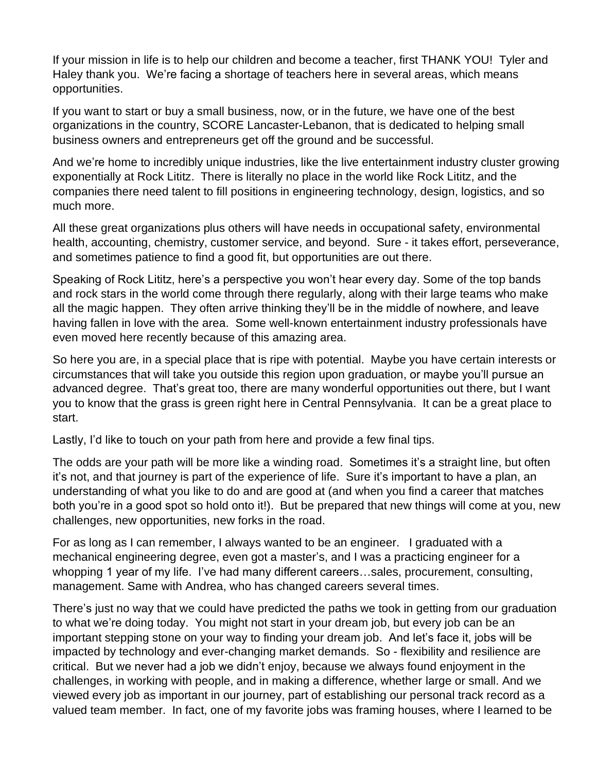If your mission in life is to help our children and become a teacher, first THANK YOU! Tyler and Haley thank you. We're facing a shortage of teachers here in several areas, which means opportunities.

If you want to start or buy a small business, now, or in the future, we have one of the best organizations in the country, SCORE Lancaster-Lebanon, that is dedicated to helping small business owners and entrepreneurs get off the ground and be successful.

And we're home to incredibly unique industries, like the live entertainment industry cluster growing exponentially at Rock Lititz. There is literally no place in the world like Rock Lititz, and the companies there need talent to fill positions in engineering technology, design, logistics, and so much more.

All these great organizations plus others will have needs in occupational safety, environmental health, accounting, chemistry, customer service, and beyond. Sure - it takes effort, perseverance, and sometimes patience to find a good fit, but opportunities are out there.

Speaking of Rock Lititz, here's a perspective you won't hear every day. Some of the top bands and rock stars in the world come through there regularly, along with their large teams who make all the magic happen. They often arrive thinking they'll be in the middle of nowhere, and leave having fallen in love with the area. Some well-known entertainment industry professionals have even moved here recently because of this amazing area.

So here you are, in a special place that is ripe with potential. Maybe you have certain interests or circumstances that will take you outside this region upon graduation, or maybe you'll pursue an advanced degree. That's great too, there are many wonderful opportunities out there, but I want you to know that the grass is green right here in Central Pennsylvania. It can be a great place to start.

Lastly, I'd like to touch on your path from here and provide a few final tips.

The odds are your path will be more like a winding road. Sometimes it's a straight line, but often it's not, and that journey is part of the experience of life. Sure it's important to have a plan, an understanding of what you like to do and are good at (and when you find a career that matches both you're in a good spot so hold onto it!). But be prepared that new things will come at you, new challenges, new opportunities, new forks in the road.

For as long as I can remember, I always wanted to be an engineer. I graduated with a mechanical engineering degree, even got a master's, and I was a practicing engineer for a whopping 1 year of my life. I've had many different careers…sales, procurement, consulting, management. Same with Andrea, who has changed careers several times.

There's just no way that we could have predicted the paths we took in getting from our graduation to what we're doing today. You might not start in your dream job, but every job can be an important stepping stone on your way to finding your dream job. And let's face it, jobs will be impacted by technology and ever-changing market demands. So - flexibility and resilience are critical. But we never had a job we didn't enjoy, because we always found enjoyment in the challenges, in working with people, and in making a difference, whether large or small. And we viewed every job as important in our journey, part of establishing our personal track record as a valued team member. In fact, one of my favorite jobs was framing houses, where I learned to be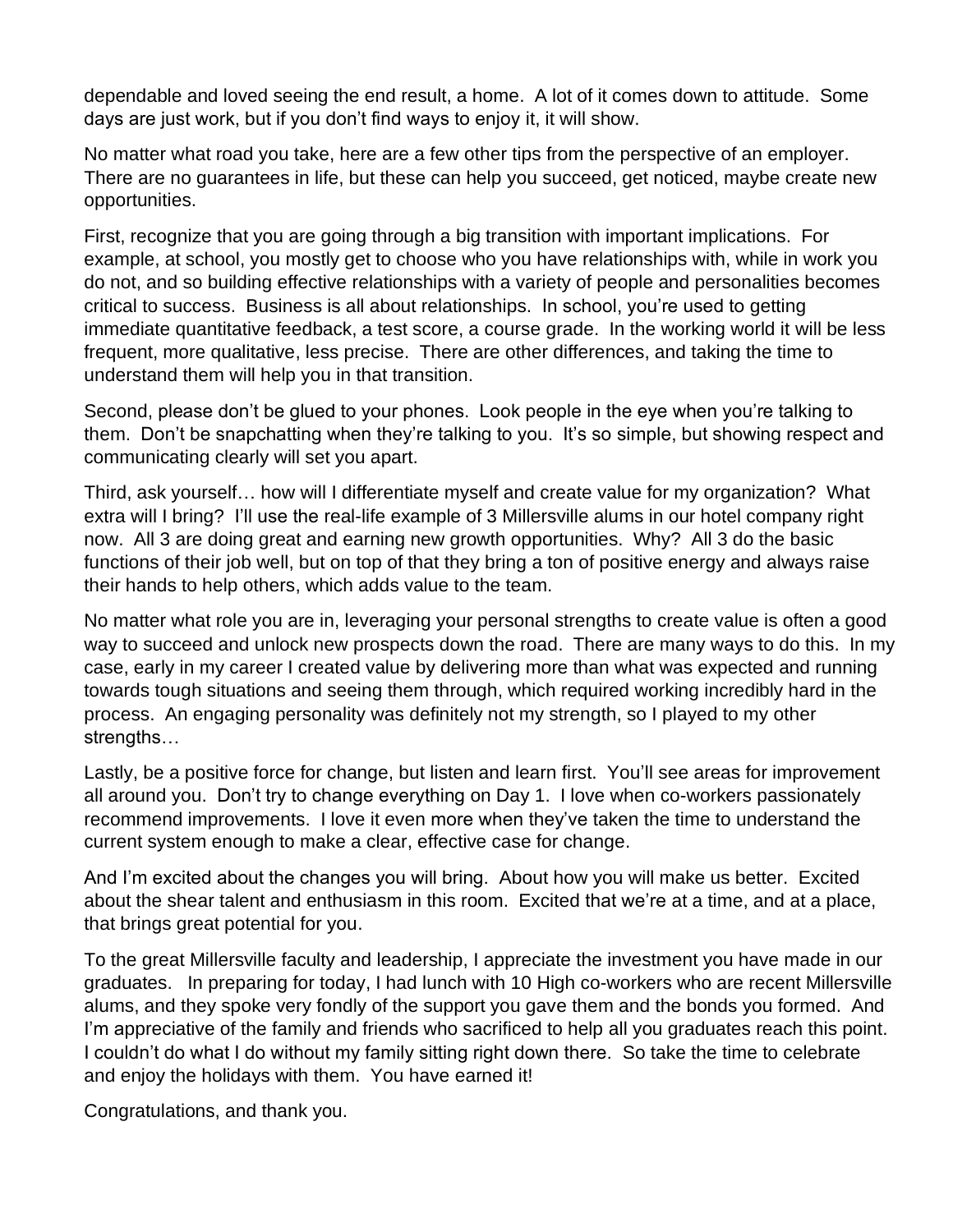dependable and loved seeing the end result, a home. A lot of it comes down to attitude. Some days are just work, but if you don't find ways to enjoy it, it will show.

No matter what road you take, here are a few other tips from the perspective of an employer. There are no guarantees in life, but these can help you succeed, get noticed, maybe create new opportunities.

First, recognize that you are going through a big transition with important implications. For example, at school, you mostly get to choose who you have relationships with, while in work you do not, and so building effective relationships with a variety of people and personalities becomes critical to success. Business is all about relationships. In school, you're used to getting immediate quantitative feedback, a test score, a course grade. In the working world it will be less frequent, more qualitative, less precise. There are other differences, and taking the time to understand them will help you in that transition.

Second, please don't be glued to your phones. Look people in the eye when you're talking to them. Don't be snapchatting when they're talking to you. It's so simple, but showing respect and communicating clearly will set you apart.

Third, ask yourself… how will I differentiate myself and create value for my organization? What extra will I bring? I'll use the real-life example of 3 Millersville alums in our hotel company right now. All 3 are doing great and earning new growth opportunities. Why? All 3 do the basic functions of their job well, but on top of that they bring a ton of positive energy and always raise their hands to help others, which adds value to the team.

No matter what role you are in, leveraging your personal strengths to create value is often a good way to succeed and unlock new prospects down the road. There are many ways to do this. In my case, early in my career I created value by delivering more than what was expected and running towards tough situations and seeing them through, which required working incredibly hard in the process. An engaging personality was definitely not my strength, so I played to my other strengths…

Lastly, be a positive force for change, but listen and learn first. You'll see areas for improvement all around you. Don't try to change everything on Day 1. I love when co-workers passionately recommend improvements. I love it even more when they've taken the time to understand the current system enough to make a clear, effective case for change.

And I'm excited about the changes you will bring. About how you will make us better. Excited about the shear talent and enthusiasm in this room. Excited that we're at a time, and at a place, that brings great potential for you.

To the great Millersville faculty and leadership, I appreciate the investment you have made in our graduates. In preparing for today, I had lunch with 10 High co-workers who are recent Millersville alums, and they spoke very fondly of the support you gave them and the bonds you formed. And I'm appreciative of the family and friends who sacrificed to help all you graduates reach this point. I couldn't do what I do without my family sitting right down there. So take the time to celebrate and enjoy the holidays with them. You have earned it!

Congratulations, and thank you.